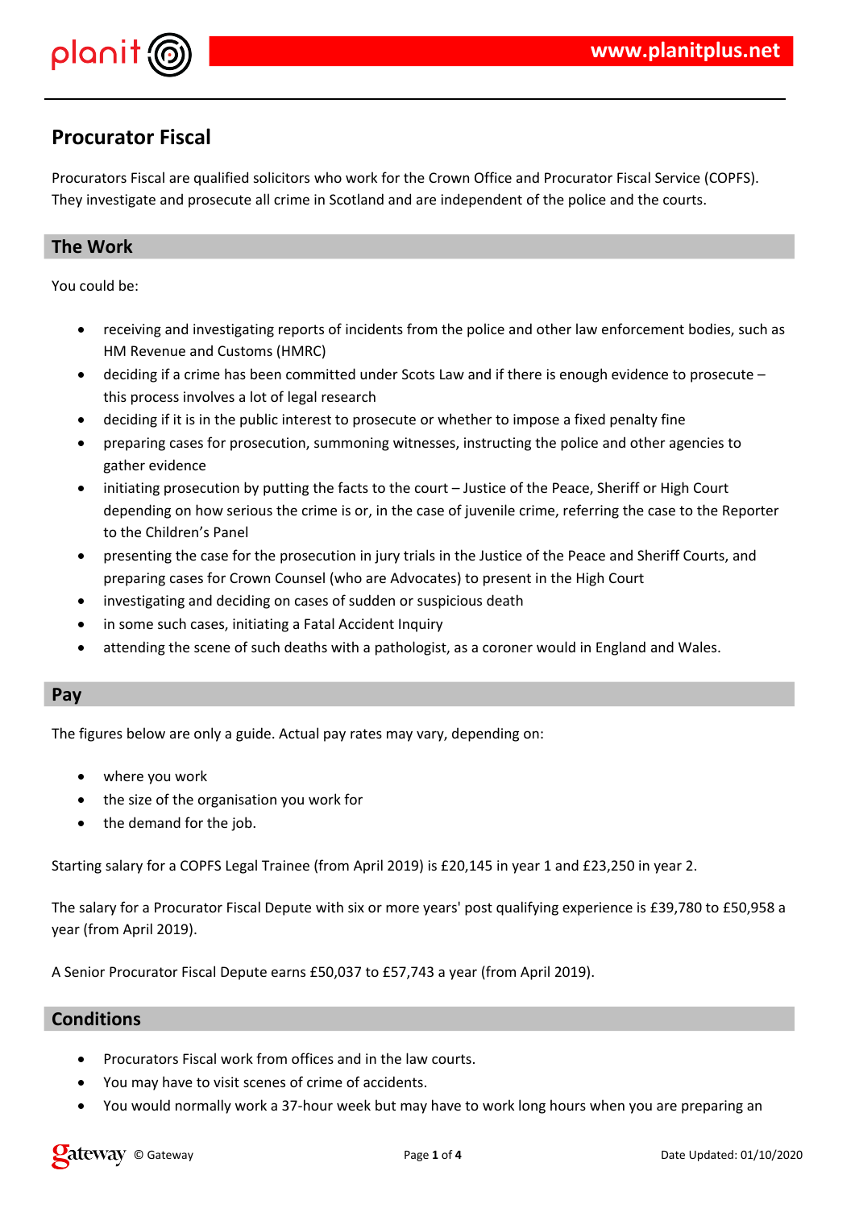# Procurator Fiscal

Procurators Fiscal are qualified solicitors who work for the Crown Office and Procurator Fiscal Service (COPFS). They investigate and prosecute all crime in Scotland and are independent of the police and the courts.

## The Work

You could be:

- receiving and investigating reports of incidents from the police and other law enforcement bodies, such as HM Revenue and Customs (HMRC)
- deciding if a crime has been committed under Scots Law and if there is enough evidence to prosecute – this process involves a lot of legal research
- deciding if it is in the public interest to prosecute or whether to impose a fixed penalty fine
- preparing cases for prosecution, summoning witnesses, instructing the police and other agencies to gather evidence
- initiating prosecution by putting the facts to the court – Justice of the Peace, Sheriff or High Court depending on how serious the crime is or, in the case of juvenile crime, referring the case to the Reporter to the Children's Panel
- presenting the case for the prosecution in jury trials in the Justice of the Peace and Sheriff Courts, and preparing cases for Crown Counsel (who are Advocates) to present in the High Court
- investigating and deciding on cases of sudden or suspicious death
- in some such cases, initiating a Fatal Accident Inquiry
- attending the scene of such deaths with a pathologist, as a coroner would in England and Wales.

## Pay

The figures below are only a guide. Actual pay rates may vary, depending on:

- where you work
- the size of the organisation you work for
- the demand for the job.

Starting salary for a COPFS Legal Trainee (from April 2019) is £20,145 in year 1 and £23,250 in year 2.

The salary for a Procurator Fiscal Depute with six or more years' post qualifying experience is £39,780 to £50,958 a year (from April 2019).

A Senior Procurator Fiscal Depute earns £50,037 to £57,743 a year (from April 2019).

## Conditions

- Procurators Fiscal work from offices and in the law courts.
- You may have to visit scenes of crime of accidents.
- You would normally work a 37-hour week but may have to work long hours when you are preparing an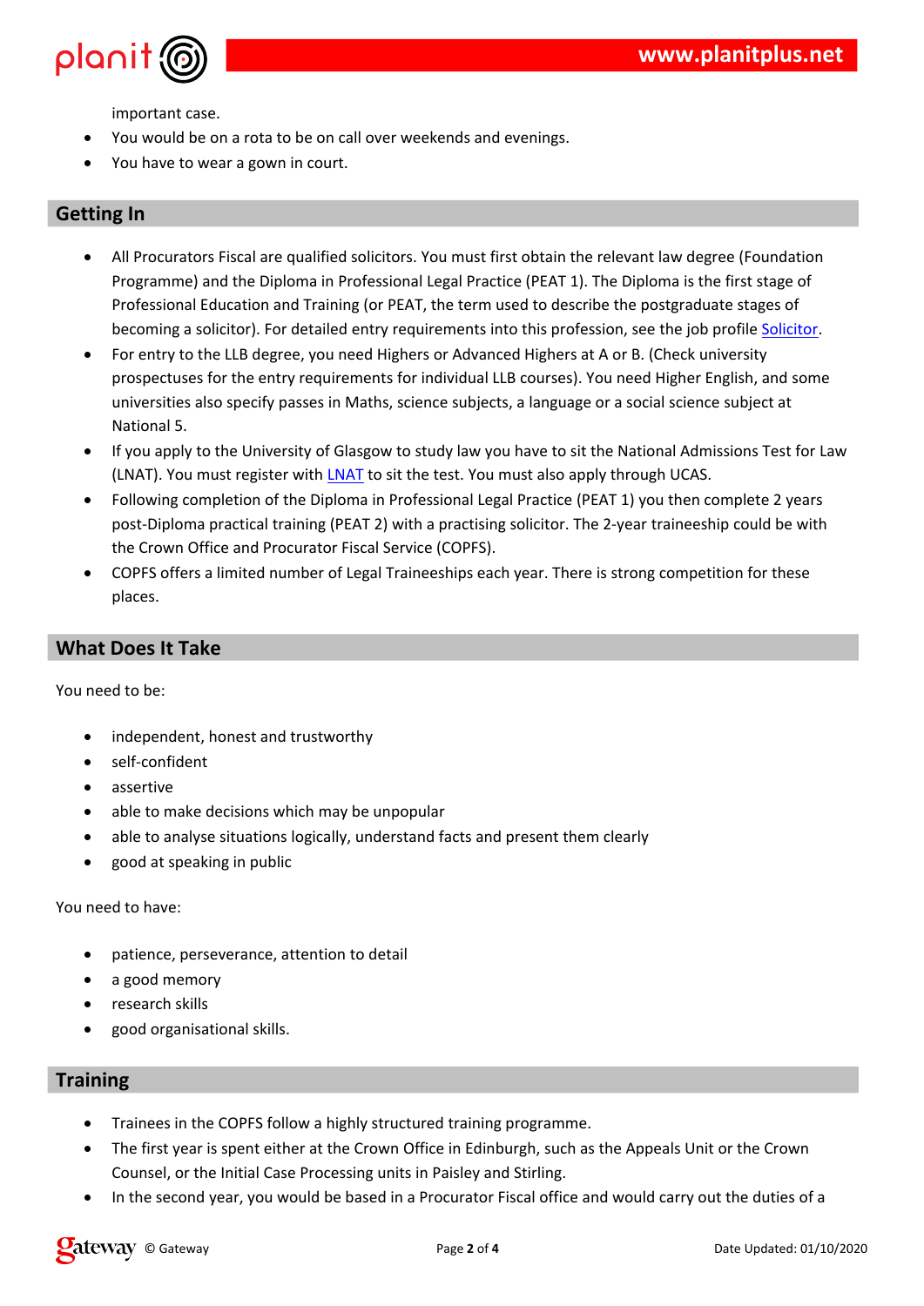important case.

- You would be on a rota to be on call over weekends and evenings.
- You have to wear a gown in court.

## Getting In

- All Procurators Fiscal are qualified solicitors. You must first obtain the relevant law degree (Foundation Programme) and the Diploma in Professional Legal Practice (PEAT 1). The Diploma is the first stage of Professional Education and Training (or PEAT, the term used to describe the postgraduate stages of becoming a solicitor). For detailed entry requirements into this profession, see the job profile Solicitor.
- For entry to the LLB degree, you need Highers or Advanced Highers at A or B. (Check university prospectuses for the entry requirements for individual LLB courses). You need Higher English, and some universities also specify passes in Maths, science subjects, a language or a social science subject at National 5.
- If you apply to the University of Glasgow to study law you have to sit the National Admissions Test for Law (LNAT). You must register with LNAT to sit the test. You must also apply through UCAS.
- Following completion of the Diploma in Professional Legal Practice (PEAT 1) you then complete 2 years post-Diploma practical training (PEAT 2) with a practising solicitor. The 2-year traineeship could be with the Crown Office and Procurator Fiscal Service (COPFS).
- COPFS offers a limited number of Legal Traineeships each year. There is strong competition for these places.

## What Does It Take

You need to be:

- independent, honest and trustworthy
- self-confident
- assertive
- able to make decisions which may be unpopular
- able to analyse situations logically, understand facts and present them clearly
- good at speaking in public

You need to have:

- patience, perseverance, attention to detail
- a good memory
- research skills
- good organisational skills.

## Training

- Trainees in the COPFS follow a highly structured training programme.
- The first year is spent either at the Crown Office in Edinburgh, such as the Appeals Unit or the Crown Counsel, or the Initial Case Processing units in Paisley and Stirling.
- In the second year, you would be based in a Procurator Fiscal office and would carry out the duties of a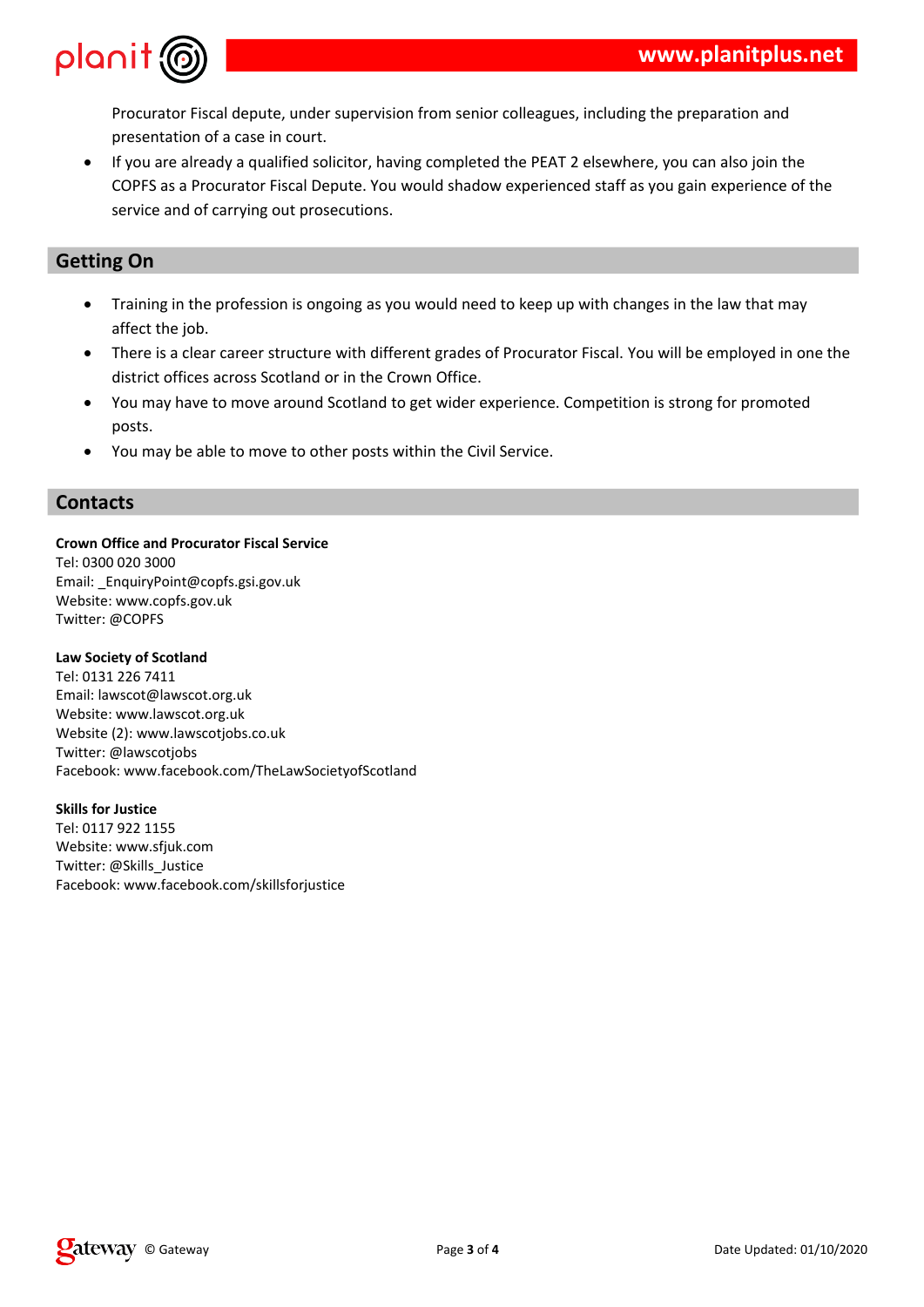Procurator Fiscal depute, under supervision from senior colleagues, including the preparation and presentation of a case in court.

- If you are already a qualified solicitor, having completed the PEAT 2 elsewhere, you can also join the COPFS as a Procurator Fiscal Depute. You would shadow experienced staff as you gain experience of the service and of carrying out prosecutions.

## Getting On

- Training in the profession is ongoing as you would need to keep up with changes in the law that may affect the job.
- There is a clear career structure with different grades of Procurator Fiscal. You will be employed in one the district offices across Scotland or in the Crown Office.
- You may have to move around Scotland to get wider experience. Competition is strong for promoted posts.
- You may be able to move to other posts within the Civil Service.

## Contacts

**Crown Office and Procurator Fiscal Service**
Tel: 0300 020 3000
Email: _EnquiryPoint@copfs.gsi.gov.uk
Website: www.copfs.gov.uk
Twitter: @COPFS

**Law Society of Scotland**
Tel: 0131 226 7411
Email: lawscot@lawscot.org.uk
Website: www.lawscot.org.uk
Website (2): www.lawscotjobs.co.uk
Twitter: @lawscotjobs
Facebook: www.facebook.com/TheLawSocietyofScotland

**Skills for Justice**
Tel: 0117 922 1155
Website: www.sfjuk.com
Twitter: @Skills_Justice
Facebook: www.facebook.com/skillsforjustice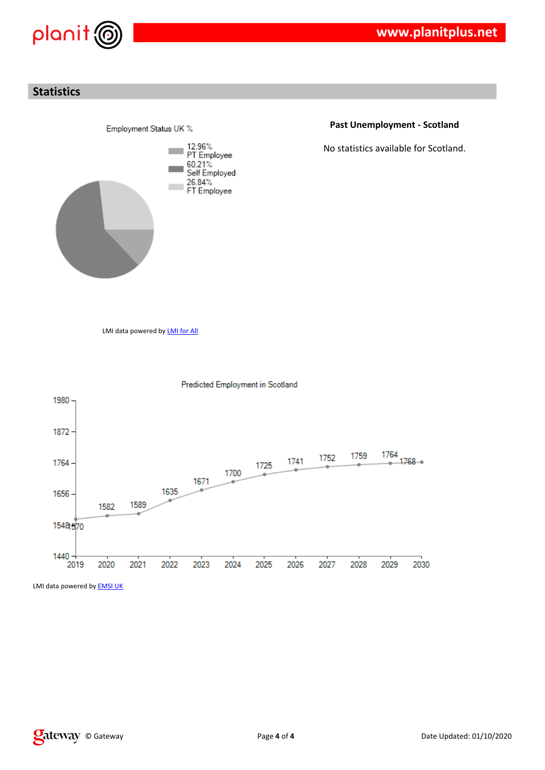## Statistics

Employment Status UK %

12.96%
PT Employee
60.21%
Self Employed
26.84%
FT Employee

LMI data powered by [LMI for All]

**Past Unemployment - Scotland**

No statistics available for Scotland.

Predicted Employment in Scotland

1980
1872
1764
1656
1548
1440

2019 2020 2021 2022 2023 2024 2025 2026 2027 2028 2029 2030

1570 1582 1589 1635 1671 1700 1725 1741 1752 1759 1764 1768

LMI data powered by [EMSI UK]